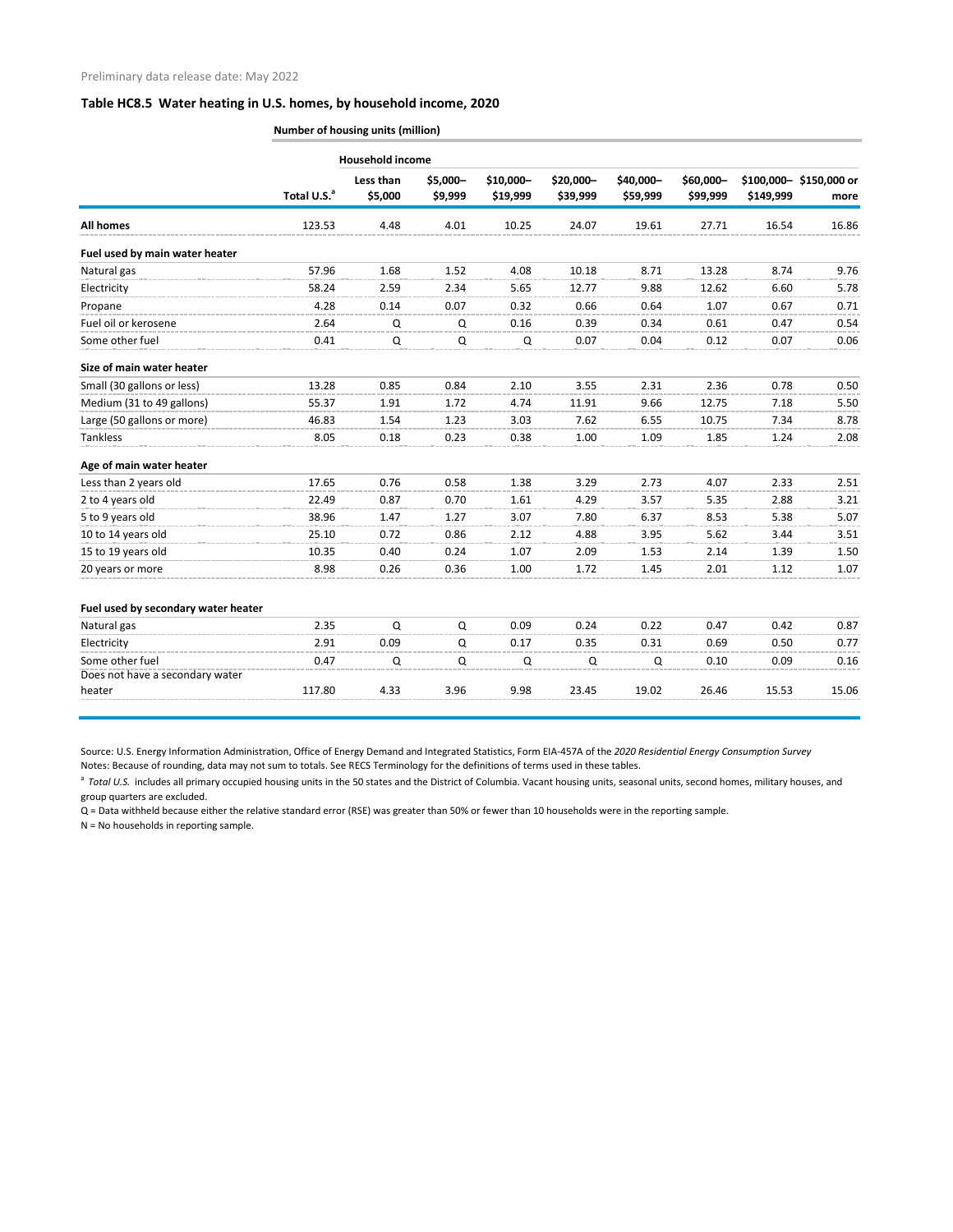Preliminary data release date: May 2022

### Table HC8.5 Water heating in U.S. homes, by household income, 2020

**Number of housing units (million)**

| | | Household income | | | | | | | |
|---|---|---|---|---|---|---|---|---|---|
| | Total U.S.[a] | Less than $5,000 | $5,000–$9,999 | $10,000–$19,999 | $20,000–$39,999 | $40,000–$59,999 | $60,000–$99,999 | $100,000–$149,999 | $150,000 or more |
| **All homes** | 123.53 | 4.48 | 4.01 | 10.25 | 24.07 | 19.61 | 27.71 | 16.54 | 16.86 |
| **Fuel used by main water heater** | | | | | | | | | |
| Natural gas | 57.96 | 1.68 | 1.52 | 4.08 | 10.18 | 8.71 | 13.28 | 8.74 | 9.76 |
| Electricity | 58.24 | 2.59 | 2.34 | 5.65 | 12.77 | 9.88 | 12.62 | 6.60 | 5.78 |
| Propane | 4.28 | 0.14 | 0.07 | 0.32 | 0.66 | 0.64 | 1.07 | 0.67 | 0.71 |
| Fuel oil or kerosene | 2.64 | Q | Q | 0.16 | 0.39 | 0.34 | 0.61 | 0.47 | 0.54 |
| Some other fuel | 0.41 | Q | Q | Q | 0.07 | 0.04 | 0.12 | 0.07 | 0.06 |
| **Size of main water heater** | | | | | | | | | |
| Small (30 gallons or less) | 13.28 | 0.85 | 0.84 | 2.10 | 3.55 | 2.31 | 2.36 | 0.78 | 0.50 |
| Medium (31 to 49 gallons) | 55.37 | 1.91 | 1.72 | 4.74 | 11.91 | 9.66 | 12.75 | 7.18 | 5.50 |
| Large (50 gallons or more) | 46.83 | 1.54 | 1.23 | 3.03 | 7.62 | 6.55 | 10.75 | 7.34 | 8.78 |
| Tankless | 8.05 | 0.18 | 0.23 | 0.38 | 1.00 | 1.09 | 1.85 | 1.24 | 2.08 |
| **Age of main water heater** | | | | | | | | | |
| Less than 2 years old | 17.65 | 0.76 | 0.58 | 1.38 | 3.29 | 2.73 | 4.07 | 2.33 | 2.51 |
| 2 to 4 years old | 22.49 | 0.87 | 0.70 | 1.61 | 4.29 | 3.57 | 5.35 | 2.88 | 3.21 |
| 5 to 9 years old | 38.96 | 1.47 | 1.27 | 3.07 | 7.80 | 6.37 | 8.53 | 5.38 | 5.07 |
| 10 to 14 years old | 25.10 | 0.72 | 0.86 | 2.12 | 4.88 | 3.95 | 5.62 | 3.44 | 3.51 |
| 15 to 19 years old | 10.35 | 0.40 | 0.24 | 1.07 | 2.09 | 1.53 | 2.14 | 1.39 | 1.50 |
| 20 years or more | 8.98 | 0.26 | 0.36 | 1.00 | 1.72 | 1.45 | 2.01 | 1.12 | 1.07 |
| **Fuel used by secondary water heater** | | | | | | | | | |
| Natural gas | 2.35 | Q | Q | 0.09 | 0.24 | 0.22 | 0.47 | 0.42 | 0.87 |
| Electricity | 2.91 | 0.09 | Q | 0.17 | 0.35 | 0.31 | 0.69 | 0.50 | 0.77 |
| Some other fuel | 0.47 | Q | Q | Q | Q | Q | 0.10 | 0.09 | 0.16 |
| Does not have a secondary water heater | 117.80 | 4.33 | 3.96 | 9.98 | 23.45 | 19.02 | 26.46 | 15.53 | 15.06 |

Source: U.S. Energy Information Administration, Office of Energy Demand and Integrated Statistics, Form EIA-457A of the *2020 Residential Energy Consumption Survey*

Notes: Because of rounding, data may not sum to totals. See RECS Terminology for the definitions of terms used in these tables.

[a] *Total U.S.* includes all primary occupied housing units in the 50 states and the District of Columbia. Vacant housing units, seasonal units, second homes, military houses, and group quarters are excluded.

Q = Data withheld because either the relative standard error (RSE) was greater than 50% or fewer than 10 households were in the reporting sample.

N = No households in reporting sample.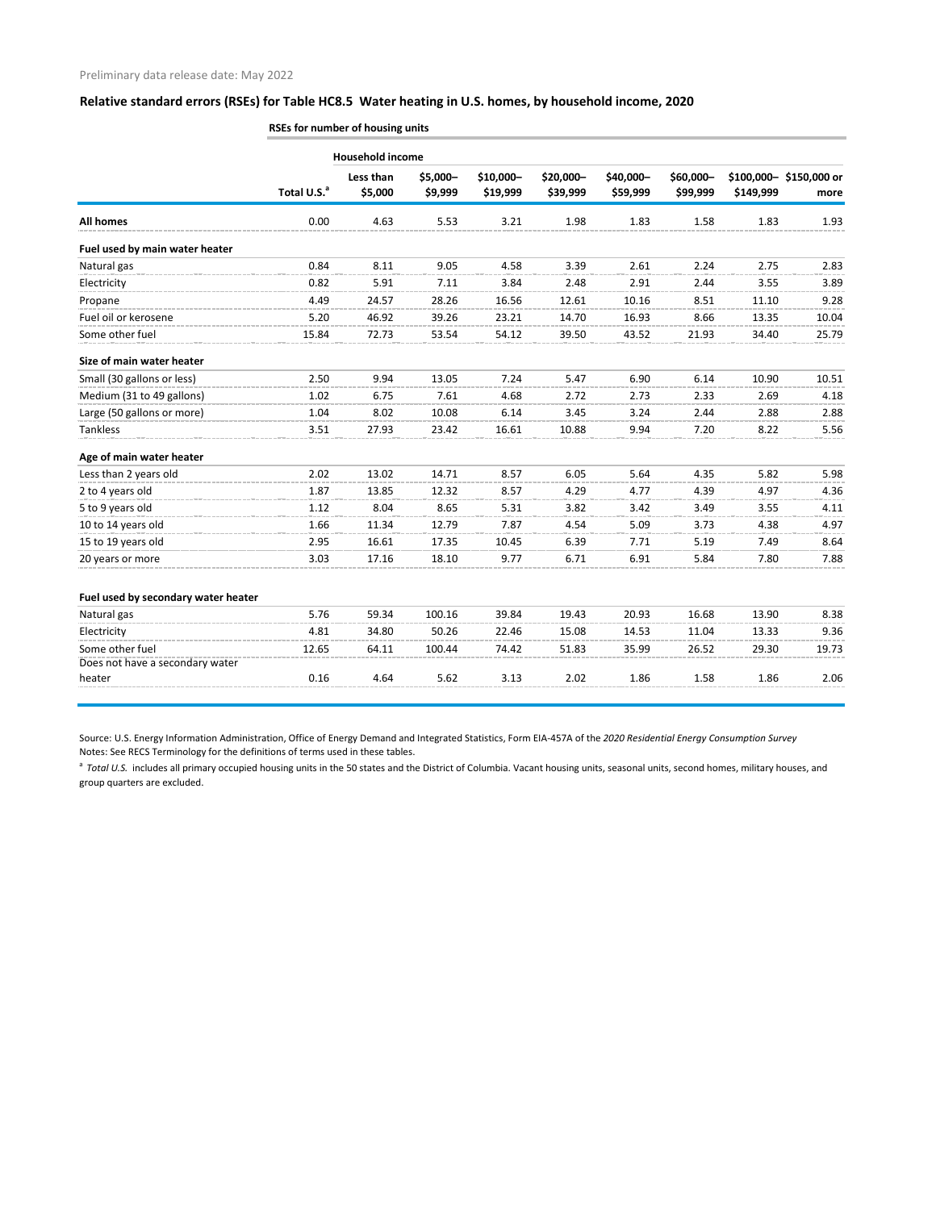Preliminary data release date: May 2022

## Relative standard errors (RSEs) for Table HC8.5 Water heating in U.S. homes, by household income, 2020

| | RSEs for number of housing units | | | | | | | | |
|---|---|---|---|---|---|---|---|---|---|
| | | Household income | | | | | | | |
| | Total U.S.[a] | Less than $5,000 | $5,000–$9,999 | $10,000–$19,999 | $20,000–$39,999 | $40,000–$59,999 | $60,000–$99,999 | $100,000–$149,999 | $150,000 or more |
| **All homes** | 0.00 | 4.63 | 5.53 | 3.21 | 1.98 | 1.83 | 1.58 | 1.83 | 1.93 |
| **Fuel used by main water heater** | | | | | | | | | |
| Natural gas | 0.84 | 8.11 | 9.05 | 4.58 | 3.39 | 2.61 | 2.24 | 2.75 | 2.83 |
| Electricity | 0.82 | 5.91 | 7.11 | 3.84 | 2.48 | 2.91 | 2.44 | 3.55 | 3.89 |
| Propane | 4.49 | 24.57 | 28.26 | 16.56 | 12.61 | 10.16 | 8.51 | 11.10 | 9.28 |
| Fuel oil or kerosene | 5.20 | 46.92 | 39.26 | 23.21 | 14.70 | 16.93 | 8.66 | 13.35 | 10.04 |
| Some other fuel | 15.84 | 72.73 | 53.54 | 54.12 | 39.50 | 43.52 | 21.93 | 34.40 | 25.79 |
| **Size of main water heater** | | | | | | | | | |
| Small (30 gallons or less) | 2.50 | 9.94 | 13.05 | 7.24 | 5.47 | 6.90 | 6.14 | 10.90 | 10.51 |
| Medium (31 to 49 gallons) | 1.02 | 6.75 | 7.61 | 4.68 | 2.72 | 2.73 | 2.33 | 2.69 | 4.18 |
| Large (50 gallons or more) | 1.04 | 8.02 | 10.08 | 6.14 | 3.45 | 3.24 | 2.44 | 2.88 | 2.88 |
| Tankless | 3.51 | 27.93 | 23.42 | 16.61 | 10.88 | 9.94 | 7.20 | 8.22 | 5.56 |
| **Age of main water heater** | | | | | | | | | |
| Less than 2 years old | 2.02 | 13.02 | 14.71 | 8.57 | 6.05 | 5.64 | 4.35 | 5.82 | 5.98 |
| 2 to 4 years old | 1.87 | 13.85 | 12.32 | 8.57 | 4.29 | 4.77 | 4.39 | 4.97 | 4.36 |
| 5 to 9 years old | 1.12 | 8.04 | 8.65 | 5.31 | 3.82 | 3.42 | 3.49 | 3.55 | 4.11 |
| 10 to 14 years old | 1.66 | 11.34 | 12.79 | 7.87 | 4.54 | 5.09 | 3.73 | 4.38 | 4.97 |
| 15 to 19 years old | 2.95 | 16.61 | 17.35 | 10.45 | 6.39 | 7.71 | 5.19 | 7.49 | 8.64 |
| 20 years or more | 3.03 | 17.16 | 18.10 | 9.77 | 6.71 | 6.91 | 5.84 | 7.80 | 7.88 |
| **Fuel used by secondary water heater** | | | | | | | | | |
| Natural gas | 5.76 | 59.34 | 100.16 | 39.84 | 19.43 | 20.93 | 16.68 | 13.90 | 8.38 |
| Electricity | 4.81 | 34.80 | 50.26 | 22.46 | 15.08 | 14.53 | 11.04 | 13.33 | 9.36 |
| Some other fuel | 12.65 | 64.11 | 100.44 | 74.42 | 51.83 | 35.99 | 26.52 | 29.30 | 19.73 |
| Does not have a secondary water heater | 0.16 | 4.64 | 5.62 | 3.13 | 2.02 | 1.86 | 1.58 | 1.86 | 2.06 |

Source: U.S. Energy Information Administration, Office of Energy Demand and Integrated Statistics, Form EIA-457A of the *2020 Residential Energy Consumption Survey*
Notes: See RECS Terminology for the definitions of terms used in these tables.

[a] *Total U.S.* includes all primary occupied housing units in the 50 states and the District of Columbia. Vacant housing units, seasonal units, second homes, military houses, and group quarters are excluded.